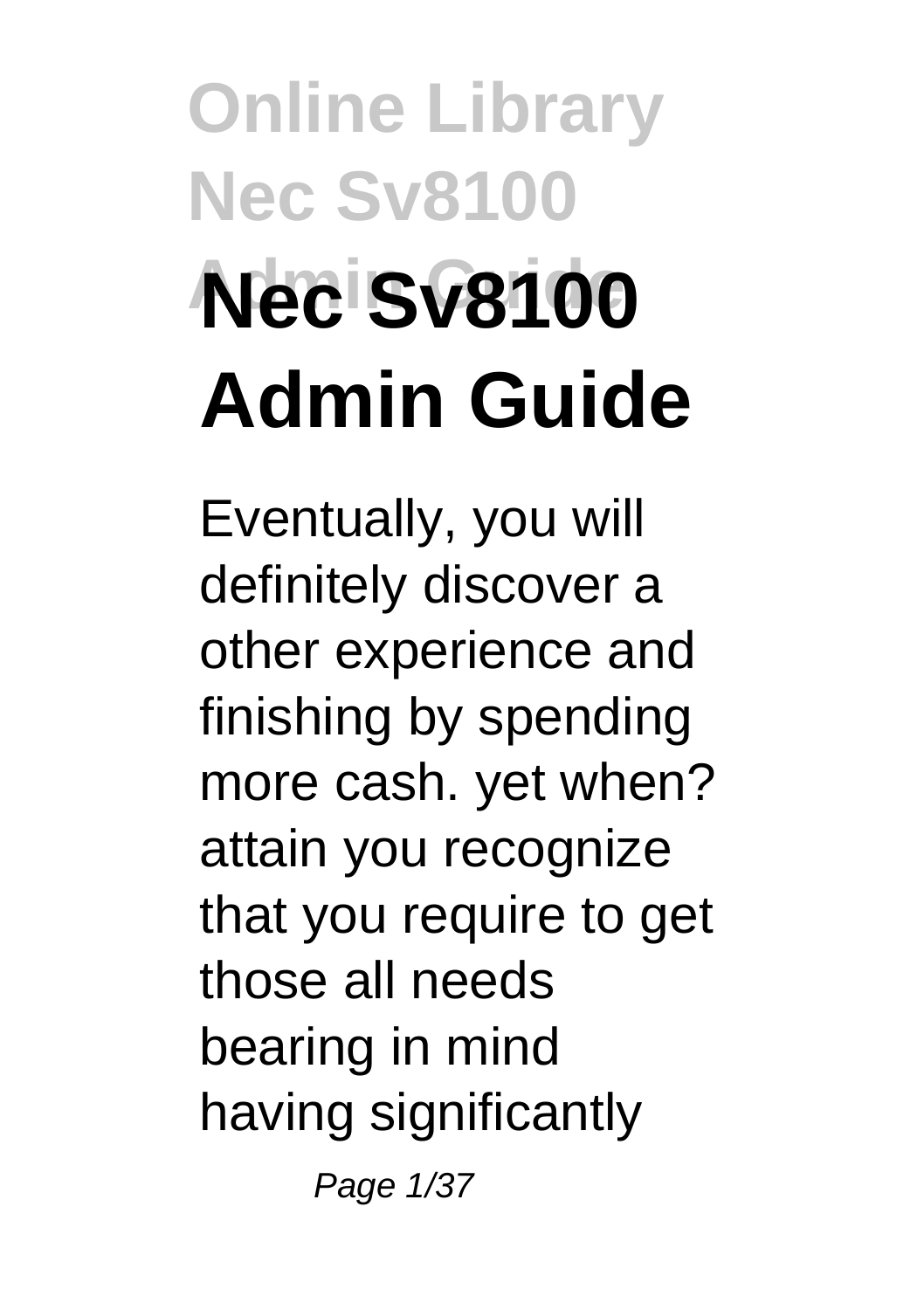# Nec Sv8100 Admin Guide

Eventually, you will definitely discover a other experience and finishing by spending more cash. yet when? attain you recognize that you require to get those all needs bearing in mind having significantly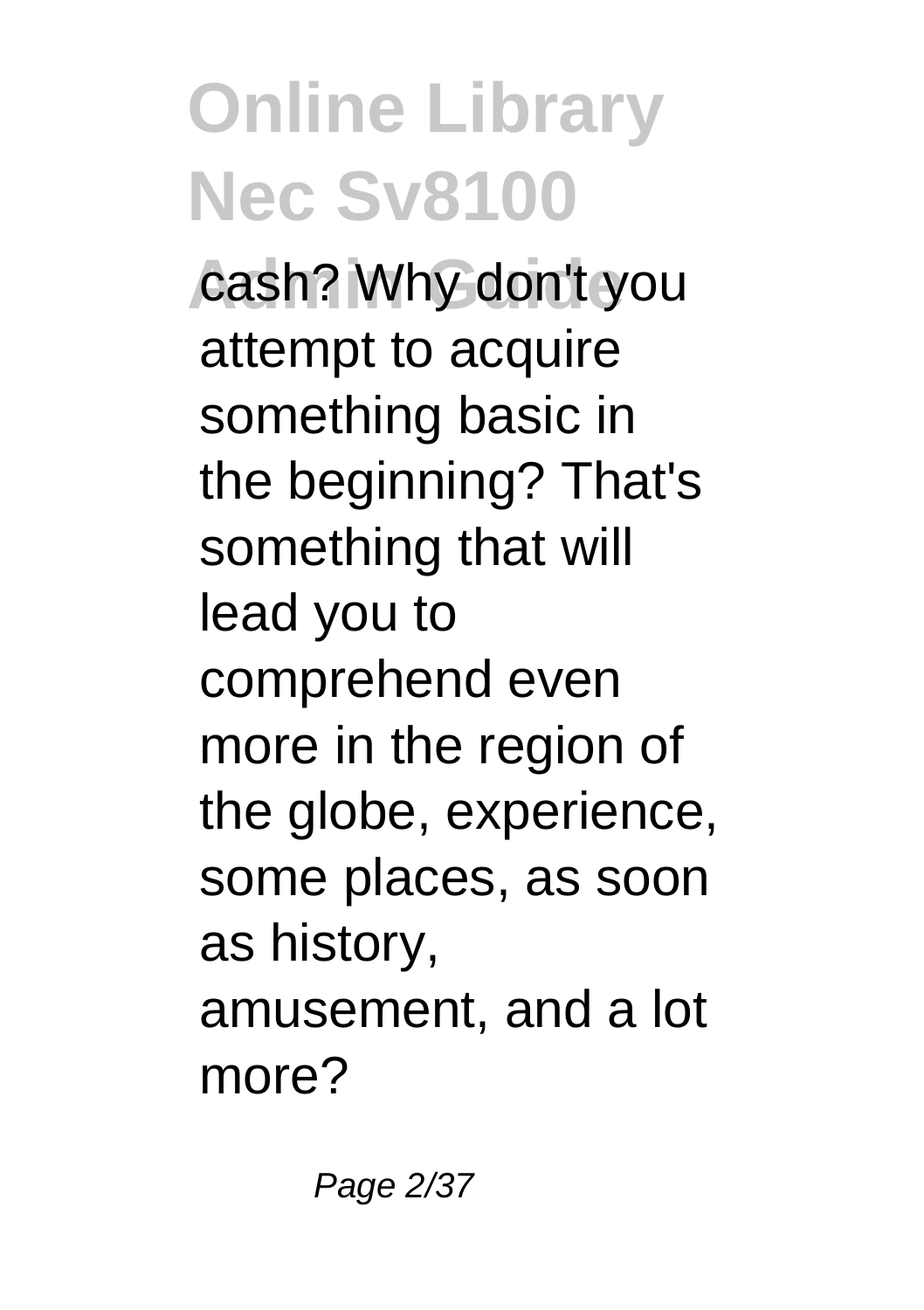cash? Why don't you attempt to acquire something basic in the beginning? That's something that will lead you to comprehend even more in the region of the globe, experience, some places, as soon as history, amusement, and a lot more?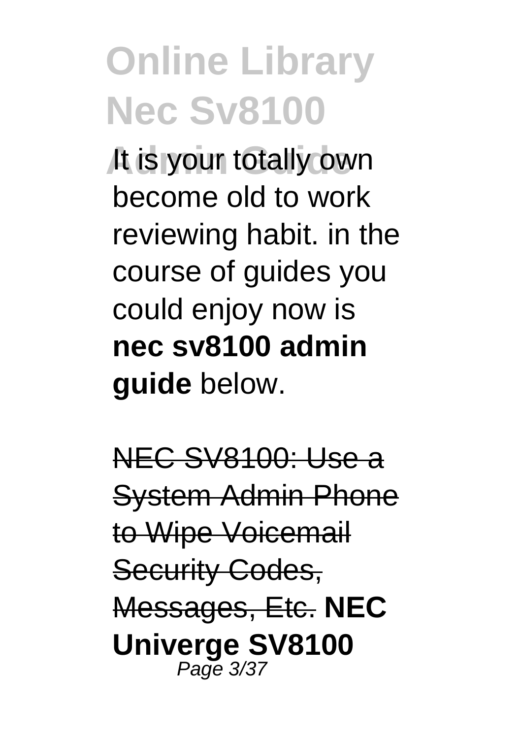It is your totally own become old to work reviewing habit. in the course of guides you could enjoy now is **nec sv8100 admin guide** below.

~~NEC SV8100: Use a System Admin Phone to Wipe Voicemail Security Codes, Messages, Etc.~~ **NEC Univerge SV8100**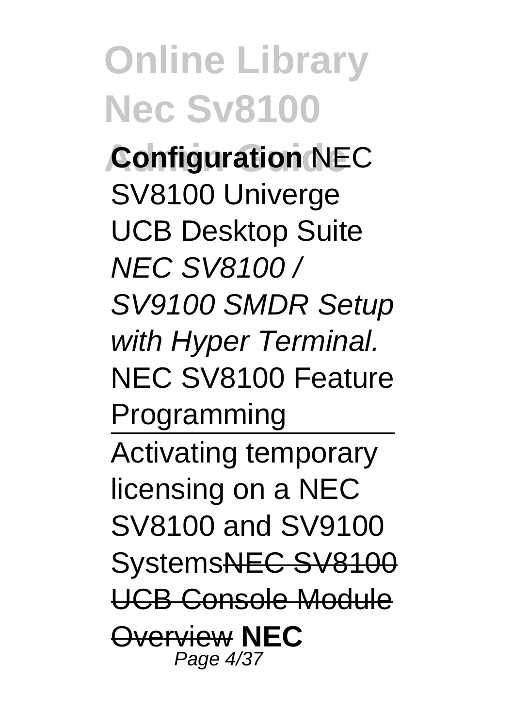**Configuration** NEC SV8100 Univerge UCB Desktop Suite *NEC SV8100 / SV9100 SMDR Setup with Hyper Terminal.* NEC SV8100 Feature Programming

Activating temporary licensing on a NEC SV8100 and SV9100 Systems~~NEC SV8100 UCB Console Module Overview~~ **NEC**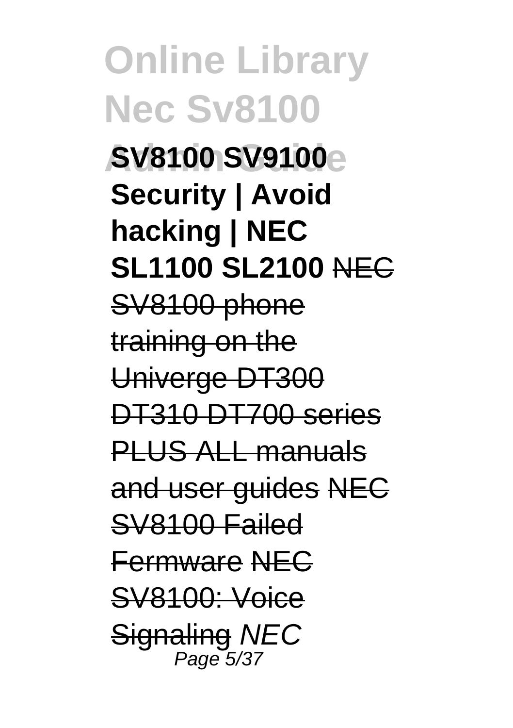**SV8100 SV9100 Security | Avoid hacking | NEC SL1100 SL2100** ~~NEC SV8100 phone training on the Univerge DT300 DT310 DT700 series PLUS ALL manuals and user guides~~ ~~NEC SV8100 Failed Fermware~~ ~~NEC SV8100: Voice Signaling~~ *NEC*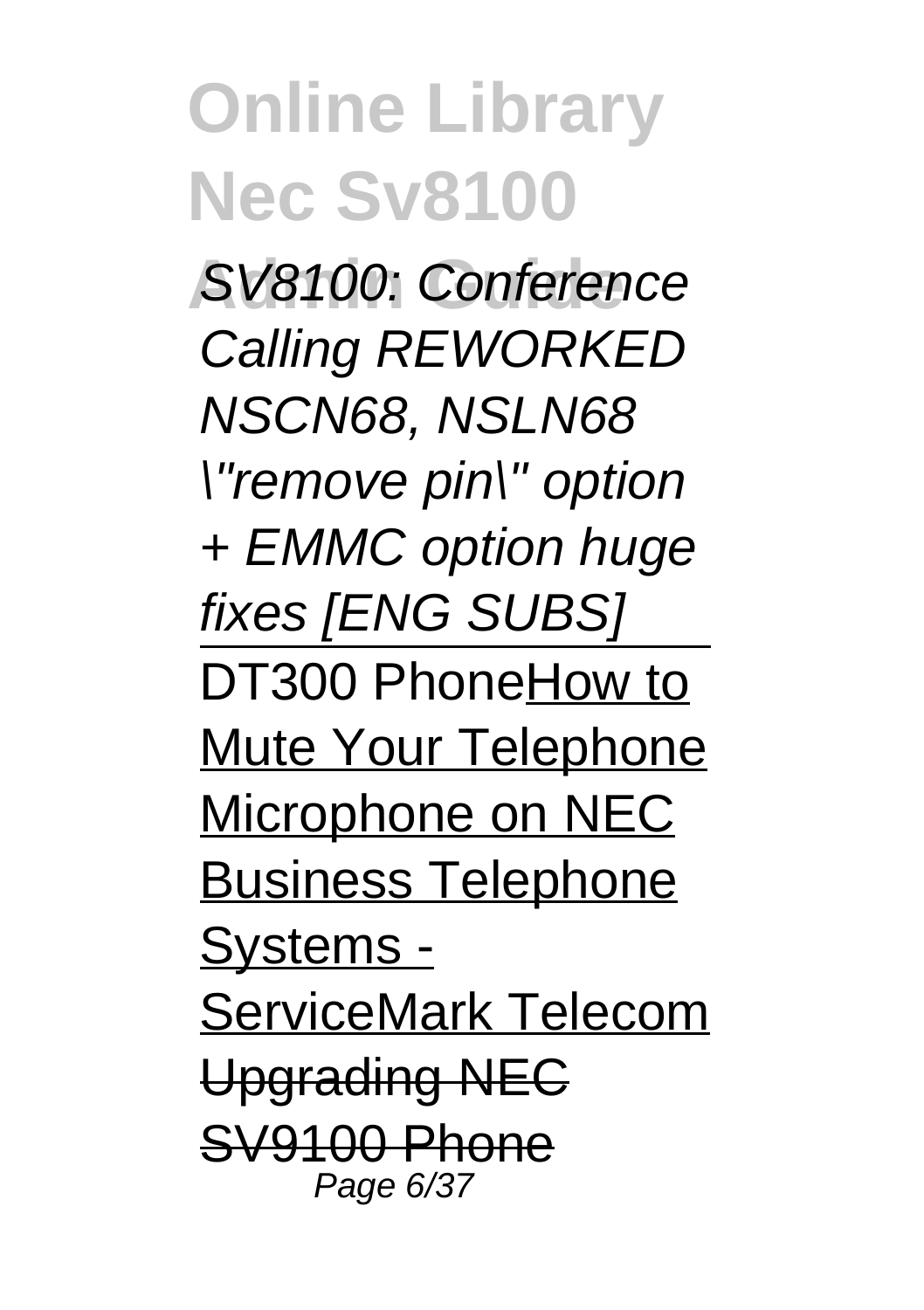*SV8100: Conference Calling REWORKED NSCN68, NSLN68 \"remove pin\" option + EMMC option huge fixes [ENG SUBS]*

DT300 PhoneHow to Mute Your Telephone Microphone on NEC Business Telephone Systems - ServiceMark Telecom

~~Upgrading NEC SV9100 Phone~~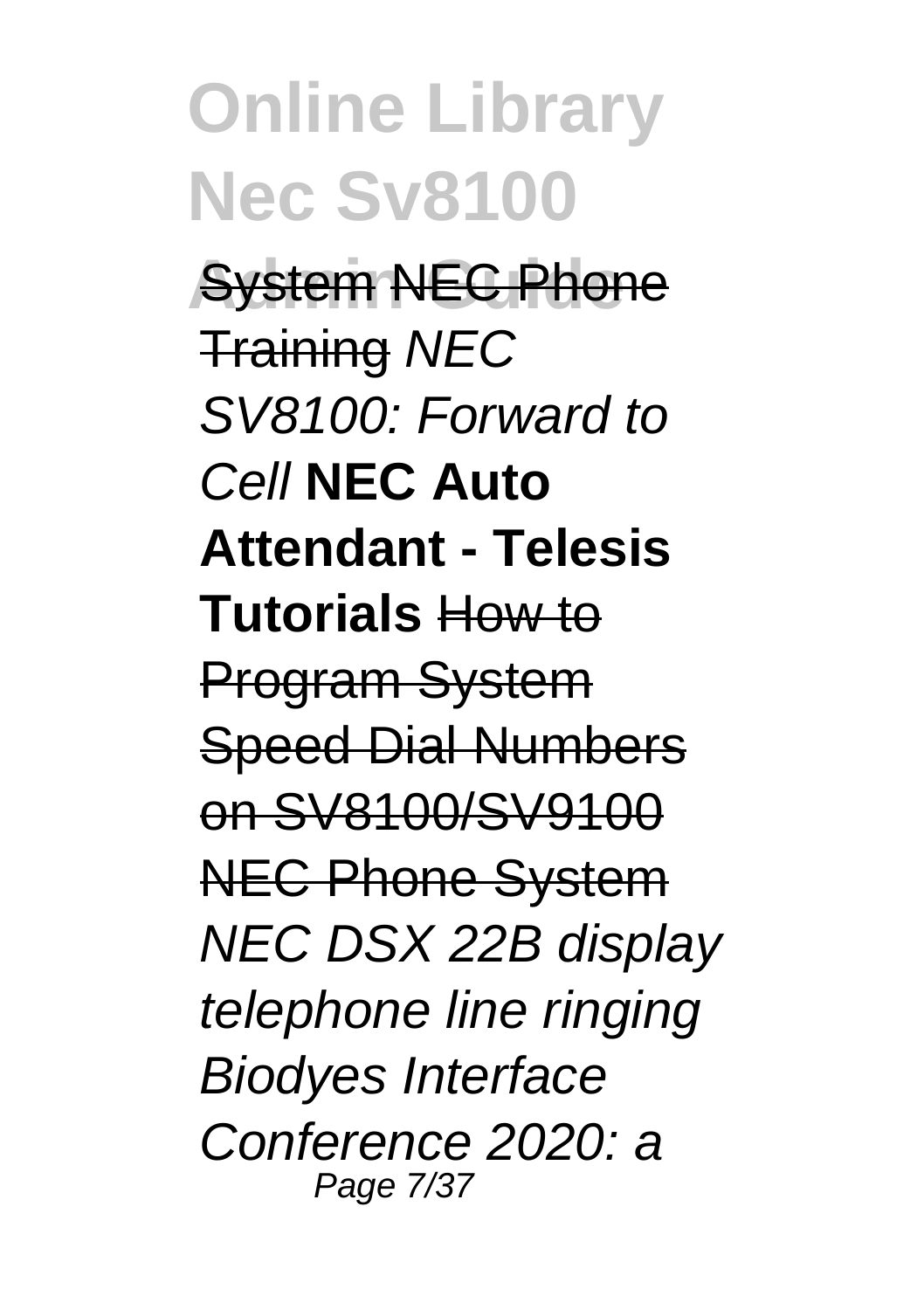System NEC Phone Training *NEC SV8100: Forward to Cell* **NEC Auto Attendant - Telesis Tutorials** How to Program System Speed Dial Numbers on SV8100/SV9100 NEC Phone System *NEC DSX 22B display telephone line ringing Biodyes Interface Conference 2020: a*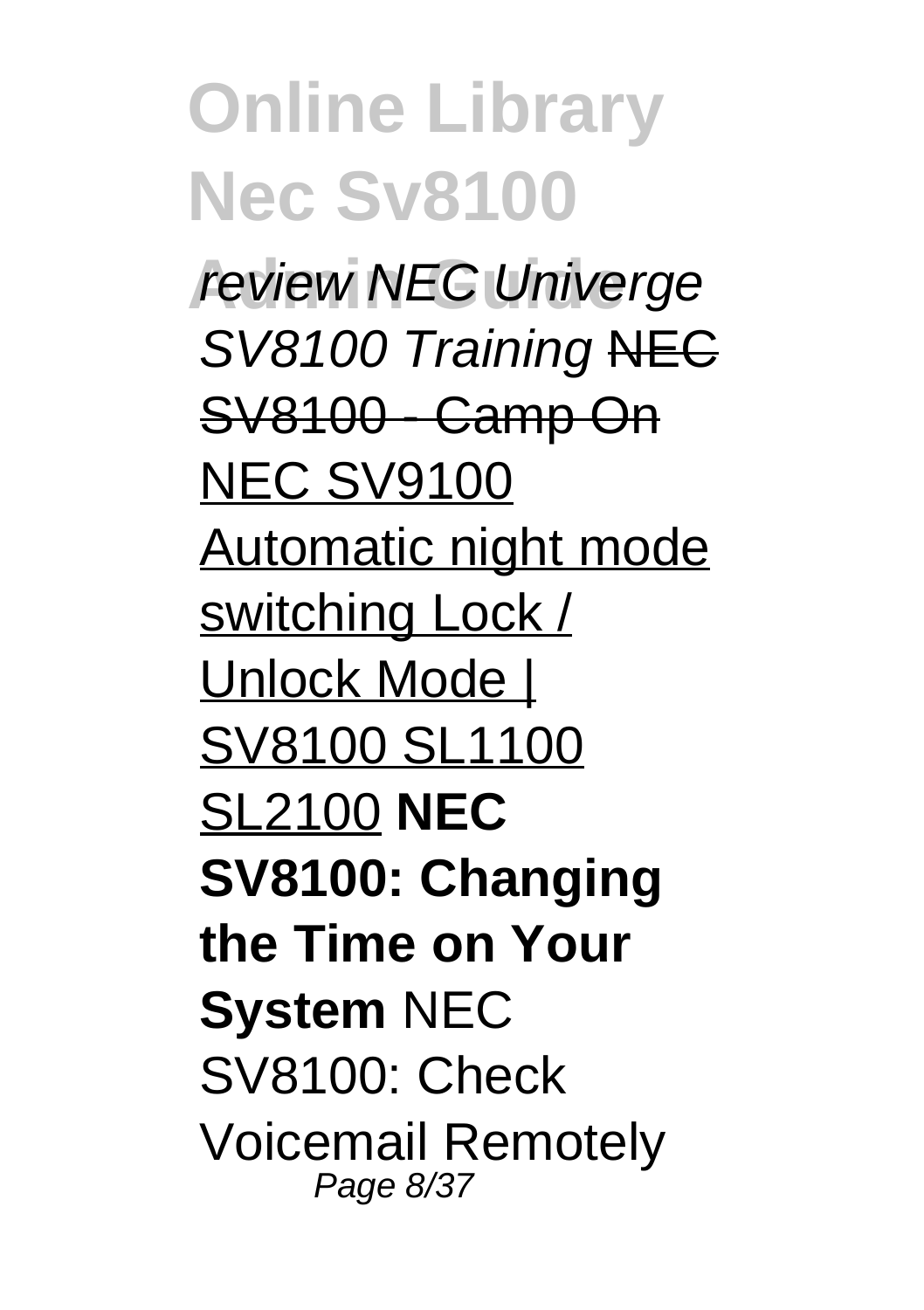*review NEC Univerge SV8100 Training* ~~NEC SV8100 - Camp On~~ NEC SV9100 Automatic night mode switching Lock / Unlock Mode | SV8100 SL1100 SL2100 **NEC SV8100: Changing the Time on Your System** NEC SV8100: Check Voicemail Remotely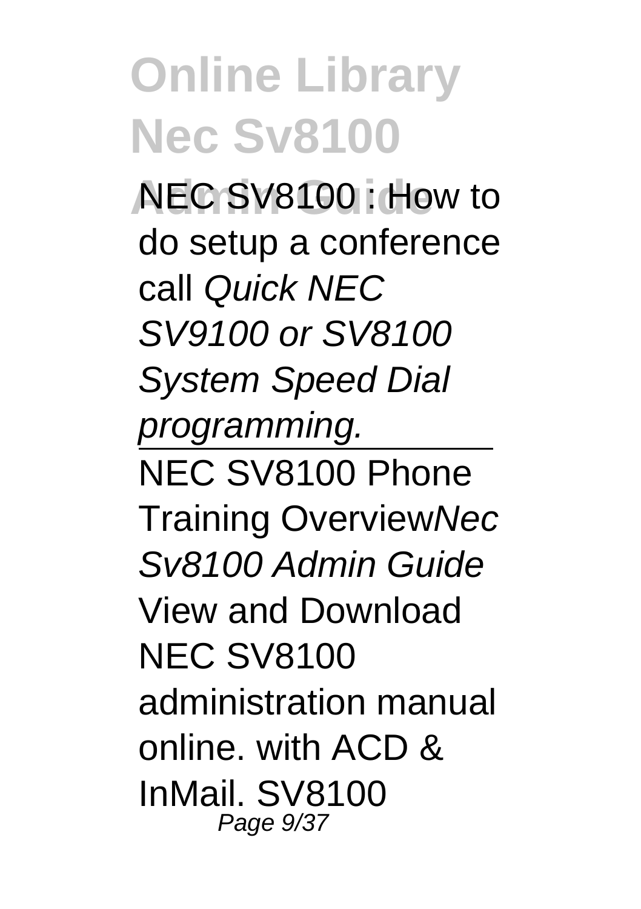NEC SV8100 : How to do setup a conference call *Quick NEC SV9100 or SV8100 System Speed Dial programming.*

---

NEC SV8100 Phone Training Overview*Nec Sv8100 Admin Guide*

View and Download NEC SV8100 administration manual online. with ACD & InMail. SV8100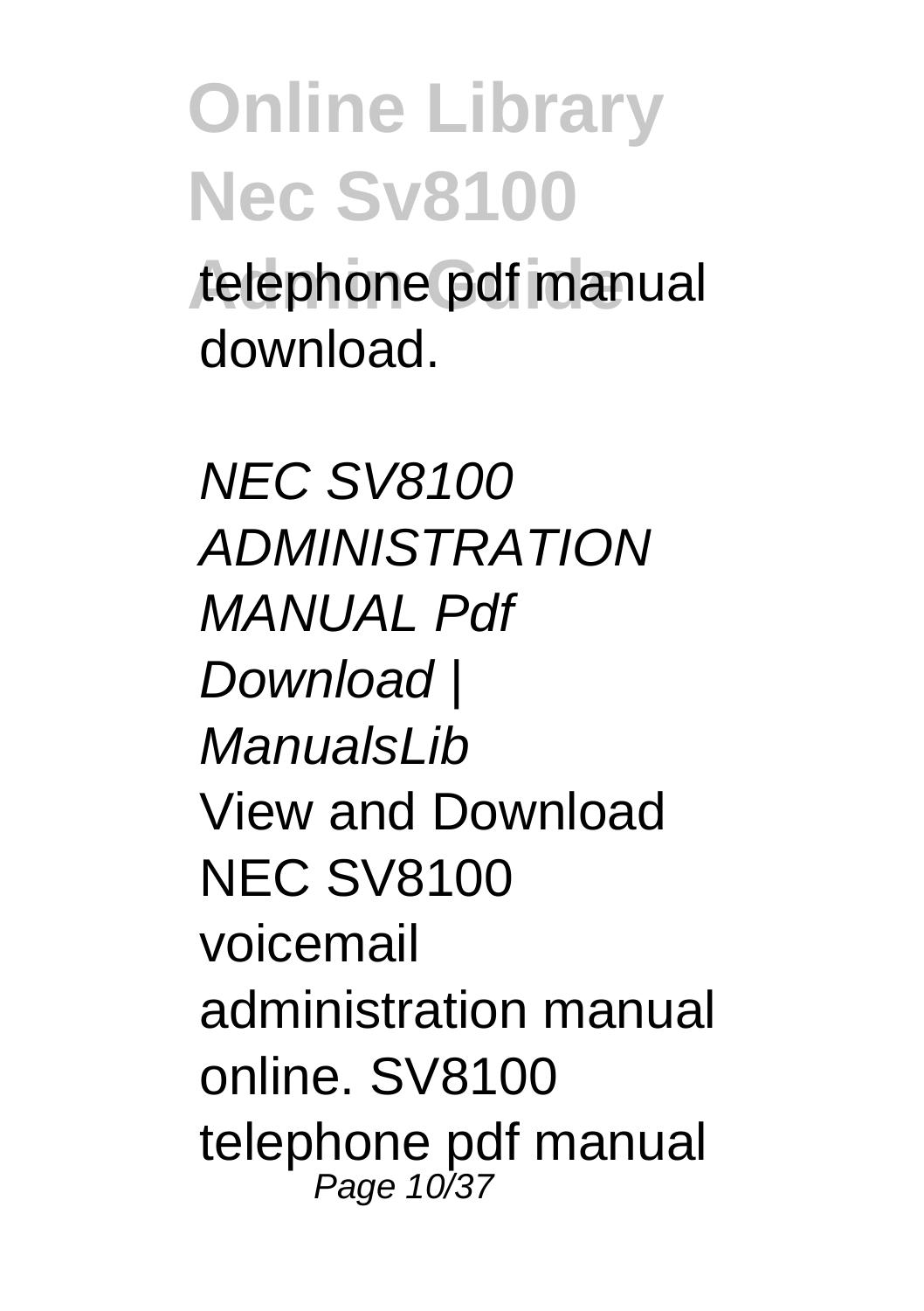telephone pdf manual download.

*NEC SV8100 ADMINISTRATION MANUAL Pdf Download | ManualsLib*

View and Download NEC SV8100 voicemail administration manual online. SV8100 telephone pdf manual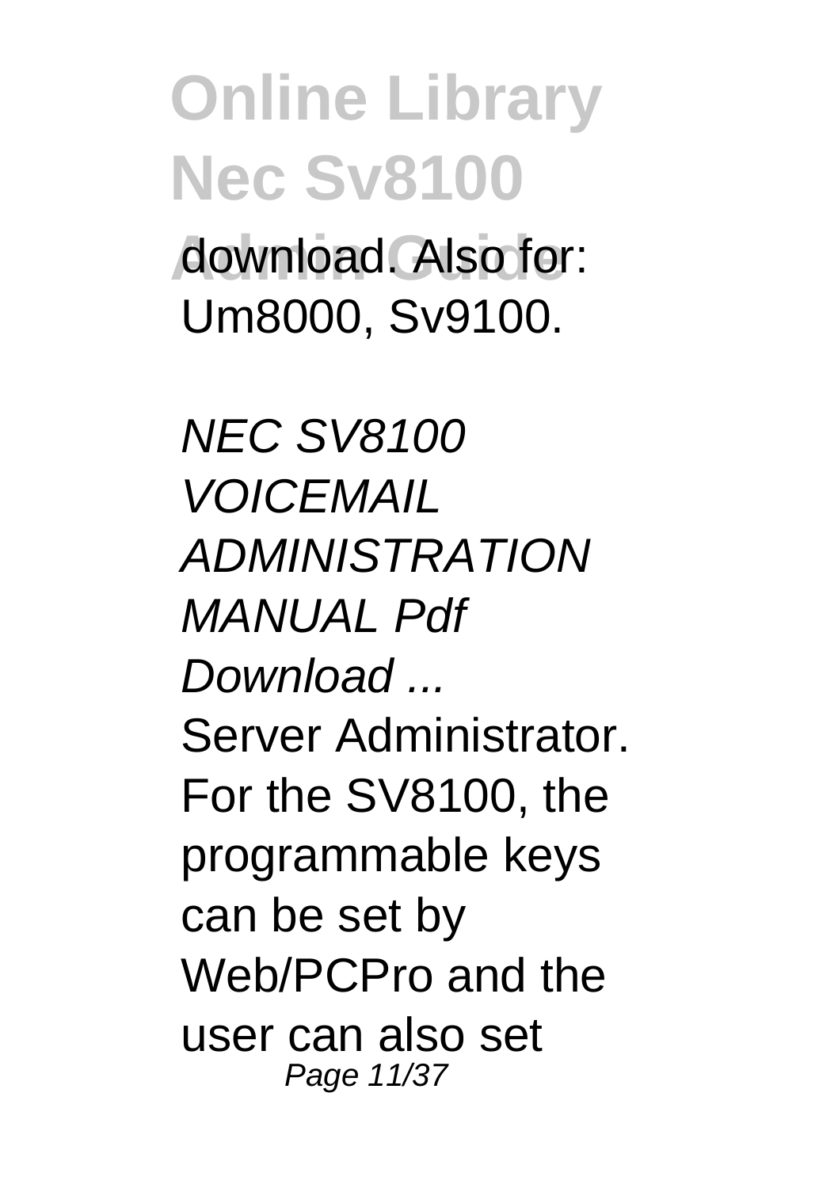download. Also for: Um8000, Sv9100.

*NEC SV8100 VOICEMAIL ADMINISTRATION MANUAL Pdf Download ...*

Server Administrator. For the SV8100, the programmable keys can be set by Web/PCPro and the user can also set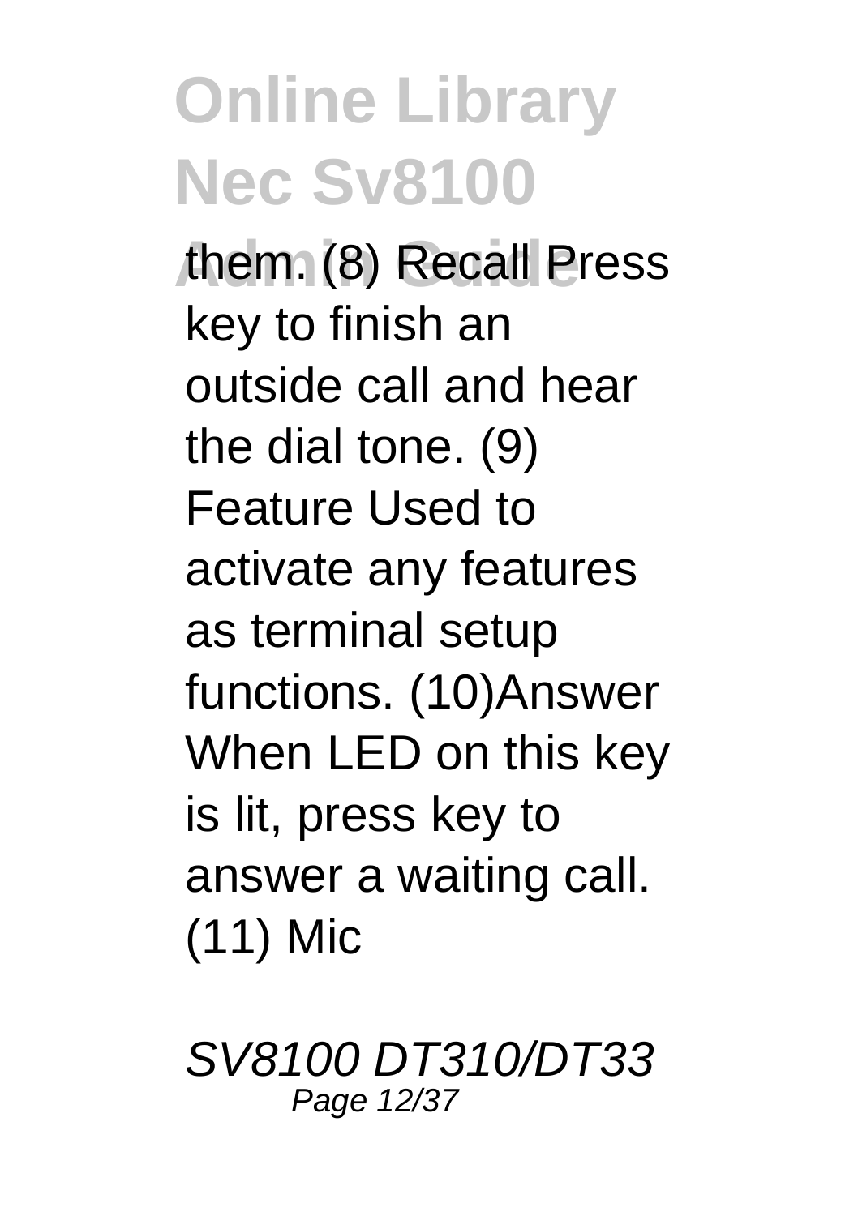them. (8) Recall Press key to finish an outside call and hear the dial tone. (9) Feature Used to activate any features as terminal setup functions. (10)Answer When LED on this key is lit, press key to answer a waiting call. (11) Mic

*SV8100 DT310/DT33*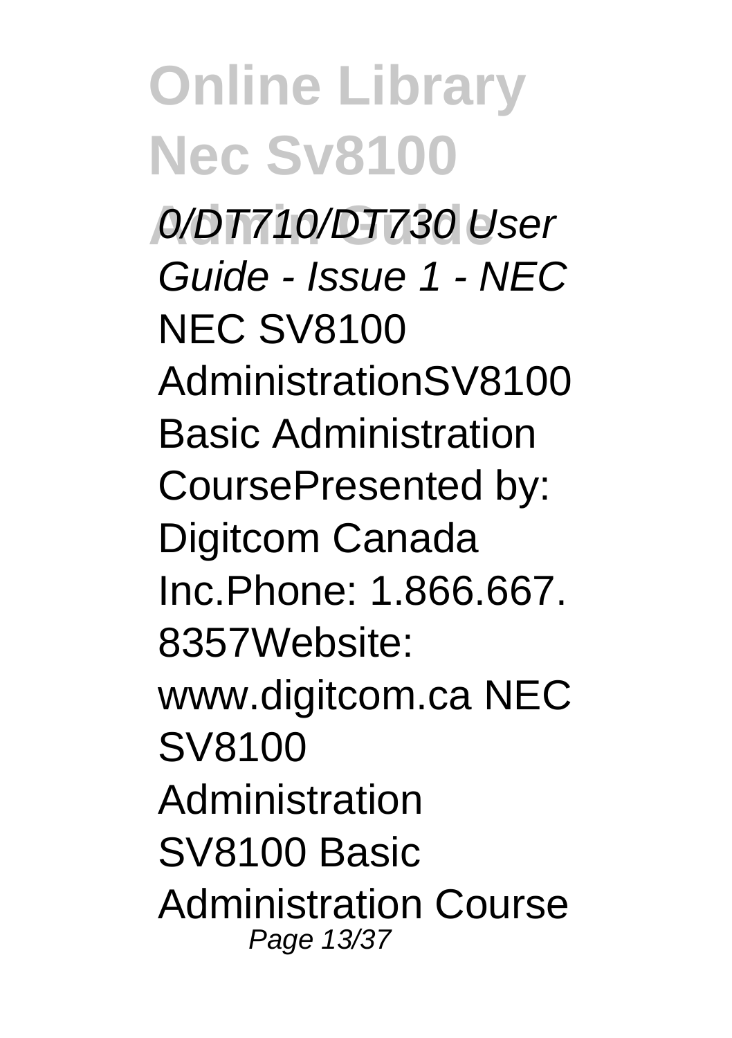*0/DT710/DT730 User Guide - Issue 1 - NEC*

NEC SV8100 AdministrationSV8100 Basic Administration CoursePresented by: Digitcom Canada Inc.Phone: 1.866.667. 8357Website: www.digitcom.ca NEC SV8100 Administration SV8100 Basic Administration Course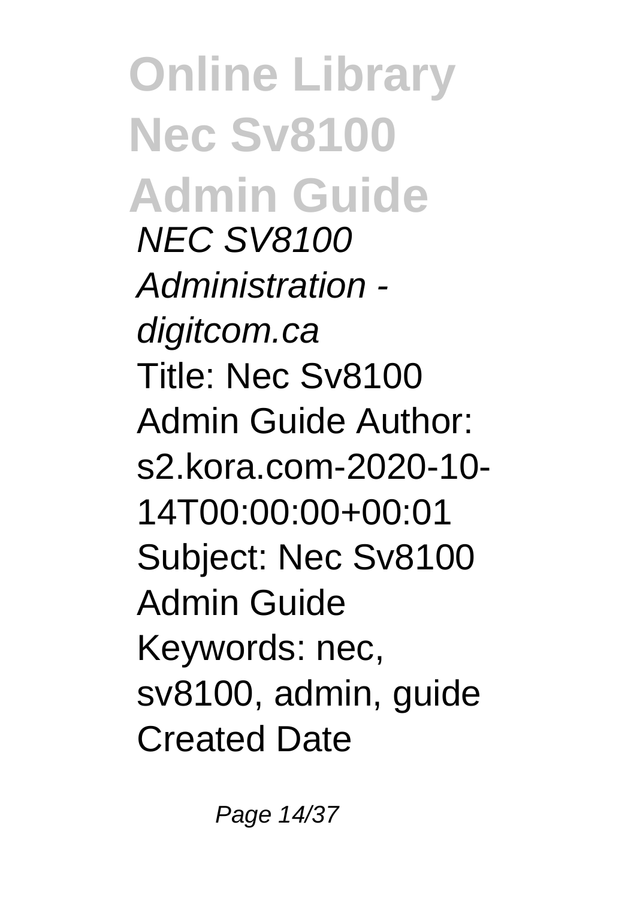*NEC SV8100 Administration - digitcom.ca*

Title: Nec Sv8100 Admin Guide Author: s2.kora.com-2020-10-14T00:00:00+00:01 Subject: Nec Sv8100 Admin Guide Keywords: nec, sv8100, admin, guide Created Date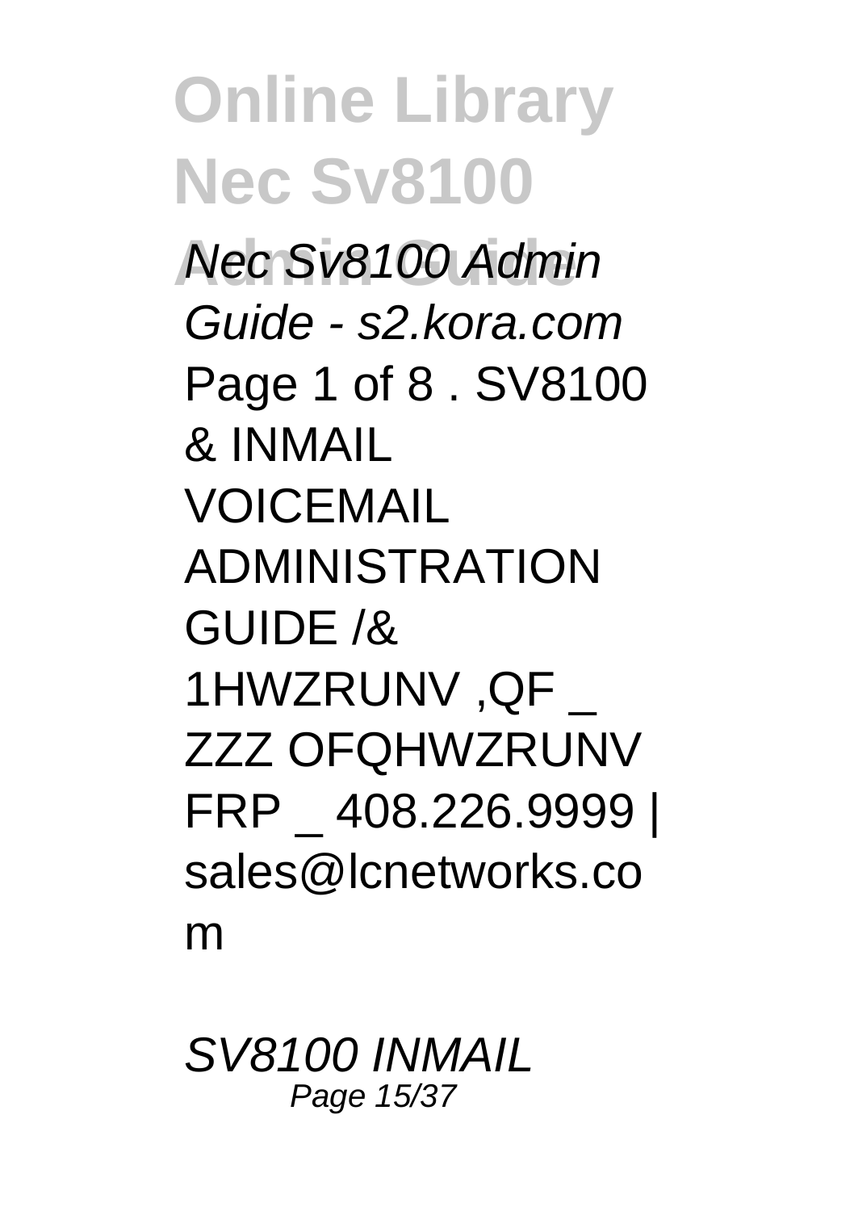*Nec Sv8100 Admin Guide - s2.kora.com*

Page 1 of 8 . SV8100 & INMAIL VOICEMAIL ADMINISTRATION GUIDE /& 1HWZRUNV ,QF _ ZZZ OFQHWZRUNV FRP _ 408.226.9999 | sales@lcnetworks.com

*SV8100 INMAIL*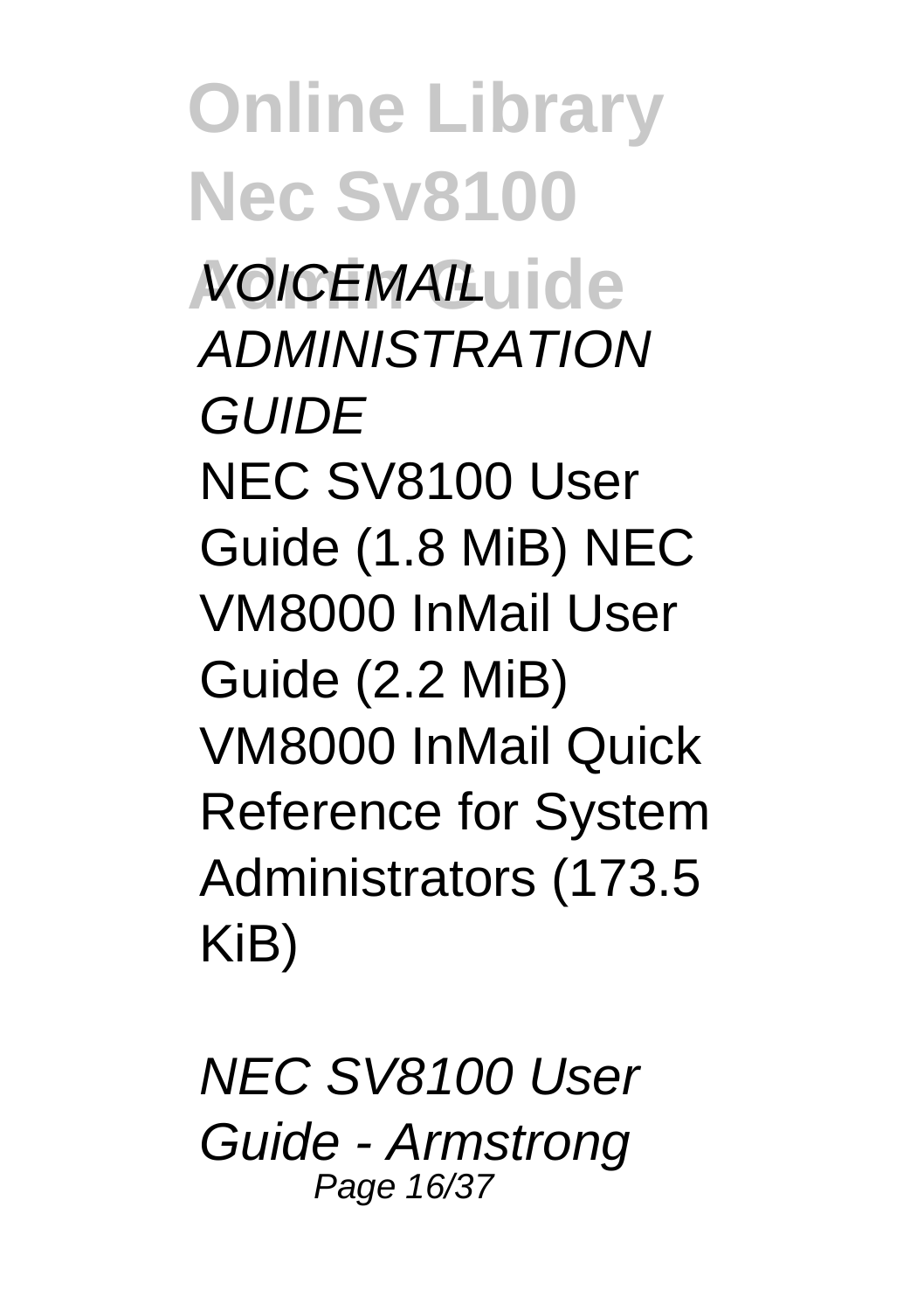*VOICEMAIL ADMINISTRATION GUIDE*

NEC SV8100 User Guide (1.8 MiB) NEC VM8000 InMail User Guide (2.2 MiB) VM8000 InMail Quick Reference for System Administrators (173.5 KiB)

*NEC SV8100 User Guide - Armstrong*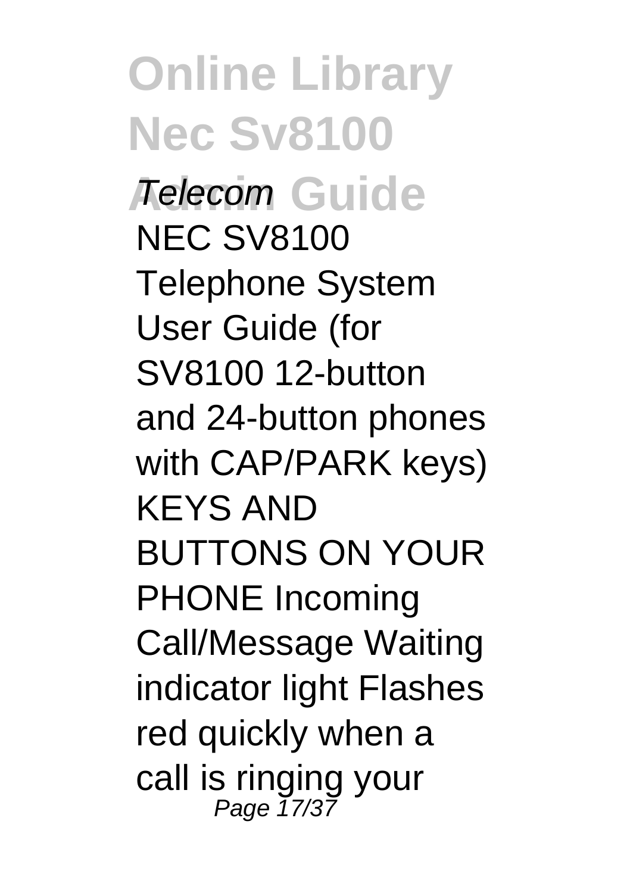*Telecom*

NEC SV8100 Telephone System User Guide (for SV8100 12-button and 24-button phones with CAP/PARK keys) KEYS AND BUTTONS ON YOUR PHONE Incoming Call/Message Waiting indicator light Flashes red quickly when a call is ringing your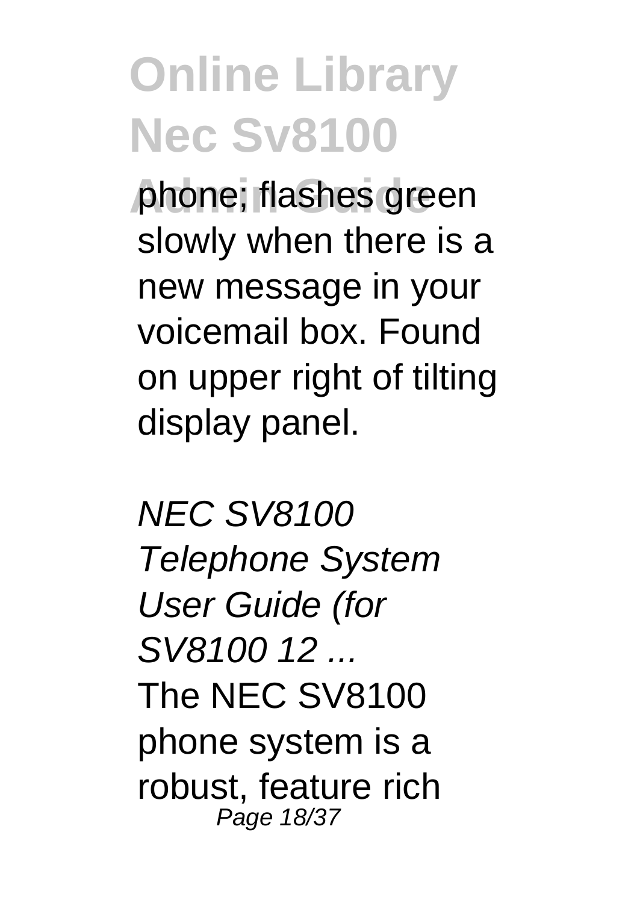phone; flashes green slowly when there is a new message in your voicemail box. Found on upper right of tilting display panel.

*NEC SV8100 Telephone System User Guide (for SV8100 12 ...*

The NEC SV8100 phone system is a robust, feature rich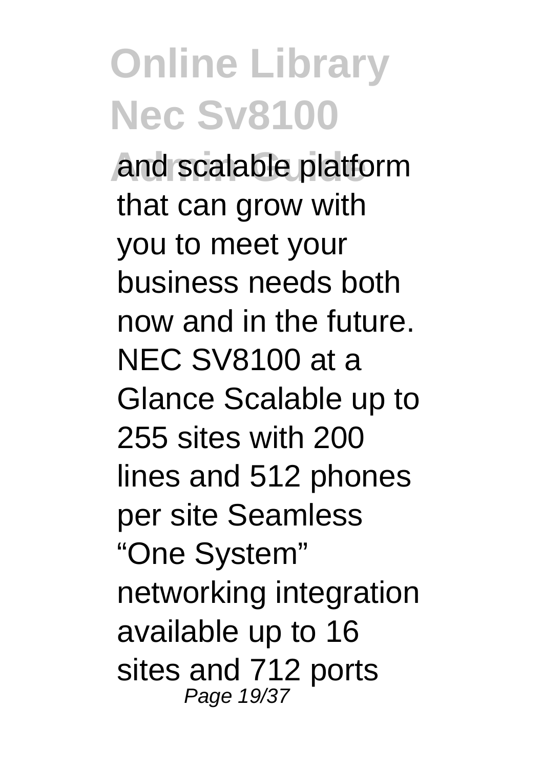and scalable platform that can grow with you to meet your business needs both now and in the future. NEC SV8100 at a Glance Scalable up to 255 sites with 200 lines and 512 phones per site Seamless "One System" networking integration available up to 16 sites and 712 ports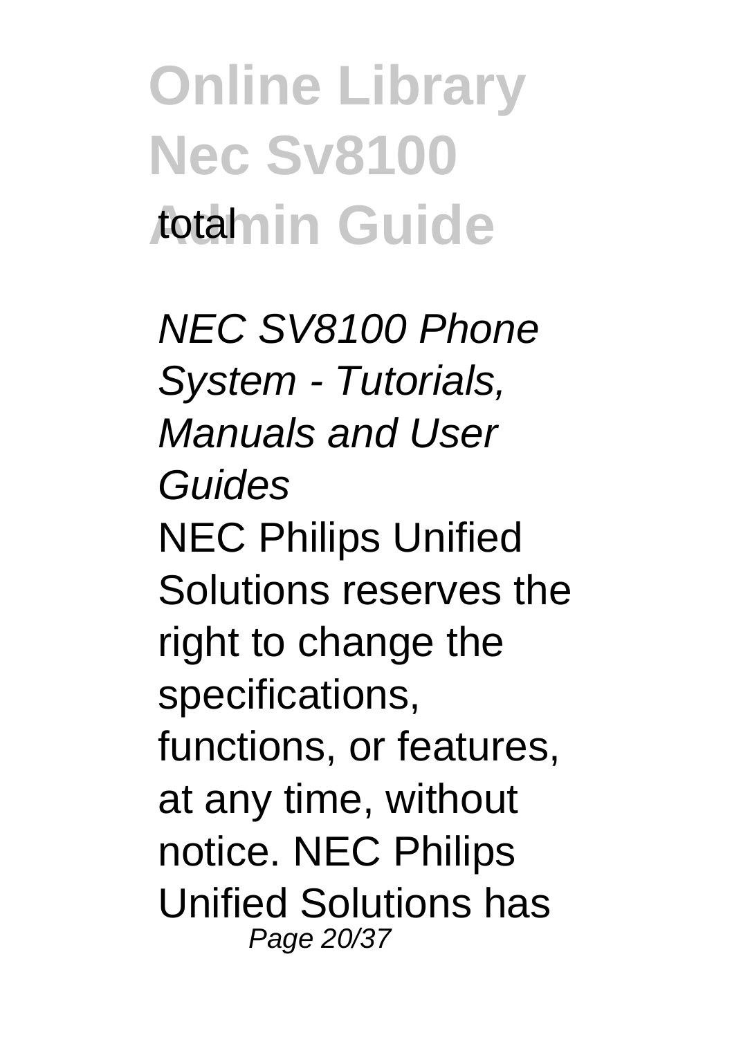total

*NEC SV8100 Phone System - Tutorials, Manuals and User Guides*

NEC Philips Unified Solutions reserves the right to change the specifications, functions, or features, at any time, without notice. NEC Philips Unified Solutions has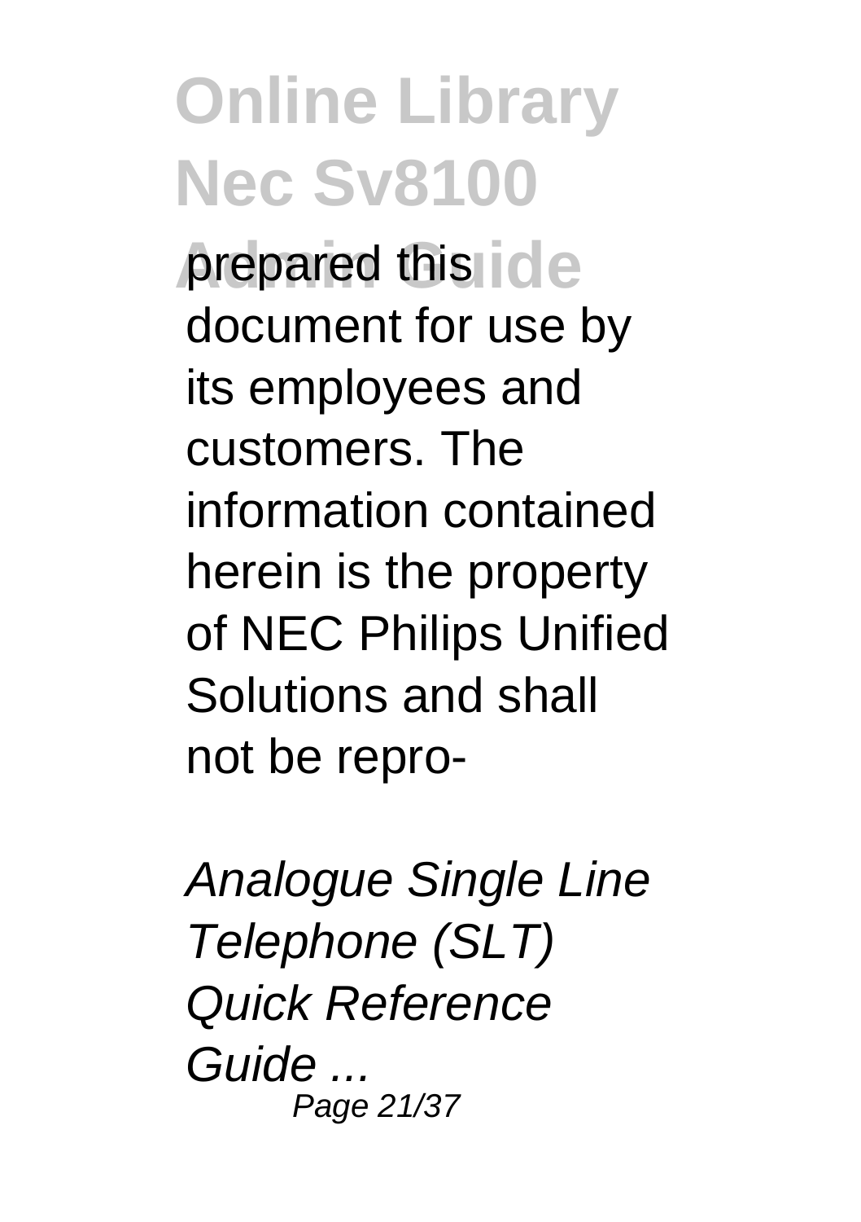prepared this document for use by its employees and customers. The information contained herein is the property of NEC Philips Unified Solutions and shall not be repro-

*Analogue Single Line Telephone (SLT) Quick Reference Guide ...*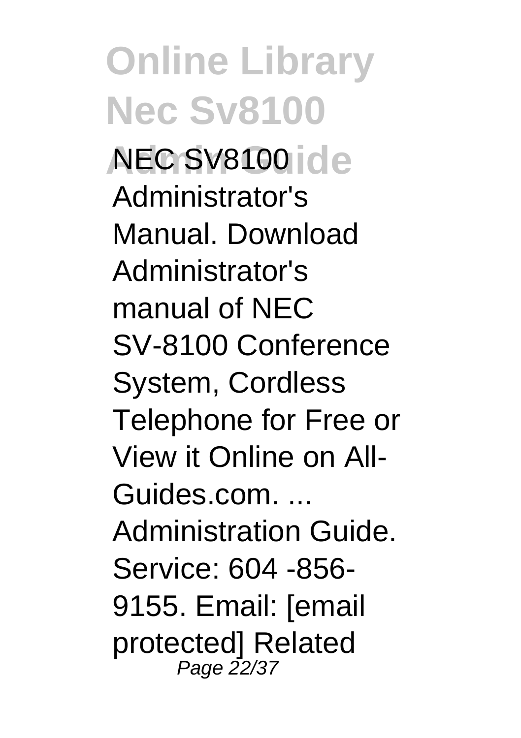NEC SV8100 Administrator's Manual. Download Administrator's manual of NEC SV-8100 Conference System, Cordless Telephone for Free or View it Online on All-Guides.com. ... Administration Guide. Service: 604 -856-9155. Email: [email protected] Related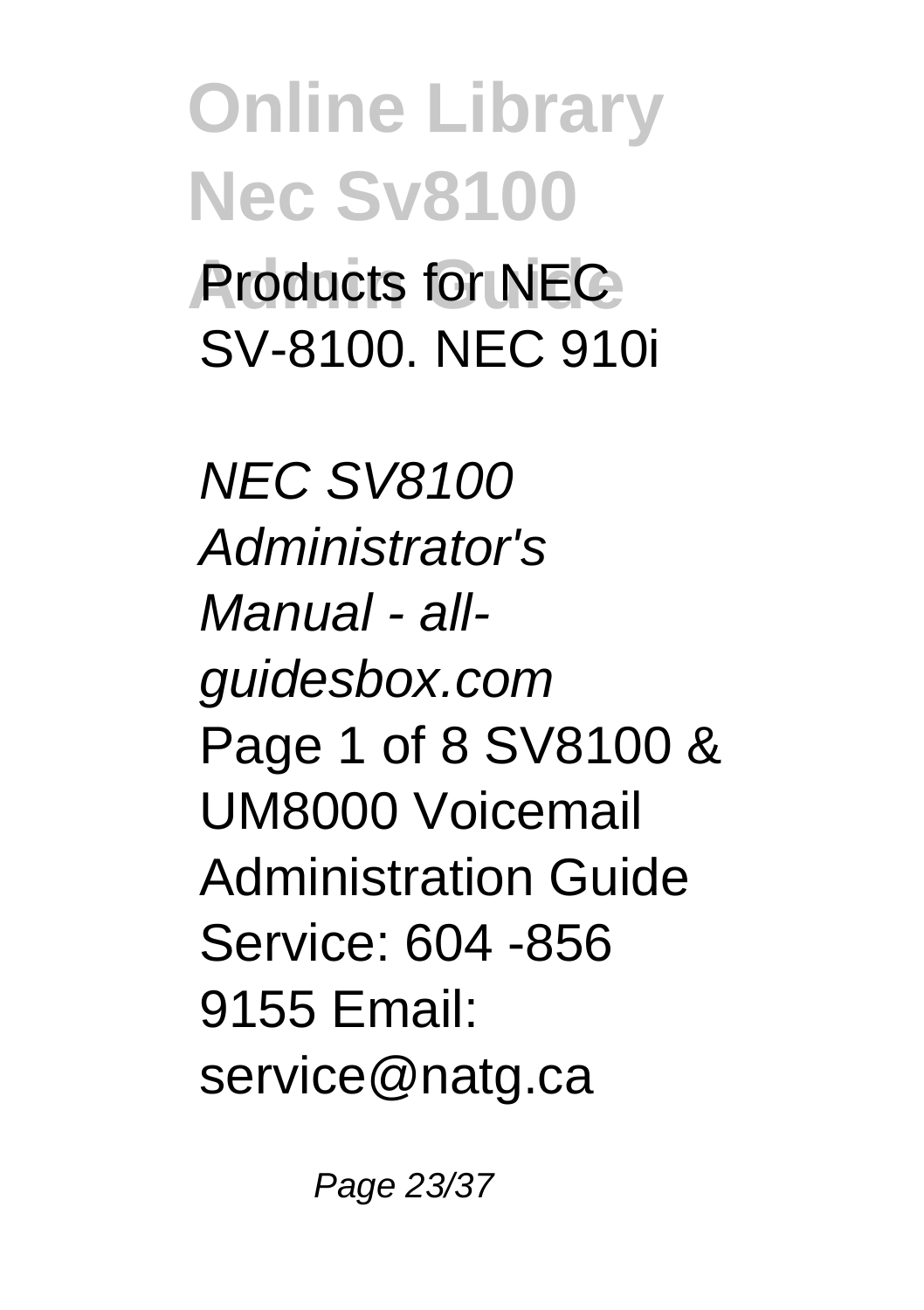Products for NEC SV-8100. NEC 910i

*NEC SV8100 Administrator's Manual - all-guidesbox.com*

Page 1 of 8 SV8100 & UM8000 Voicemail Administration Guide Service: 604 -856 9155 Email: service@natg.ca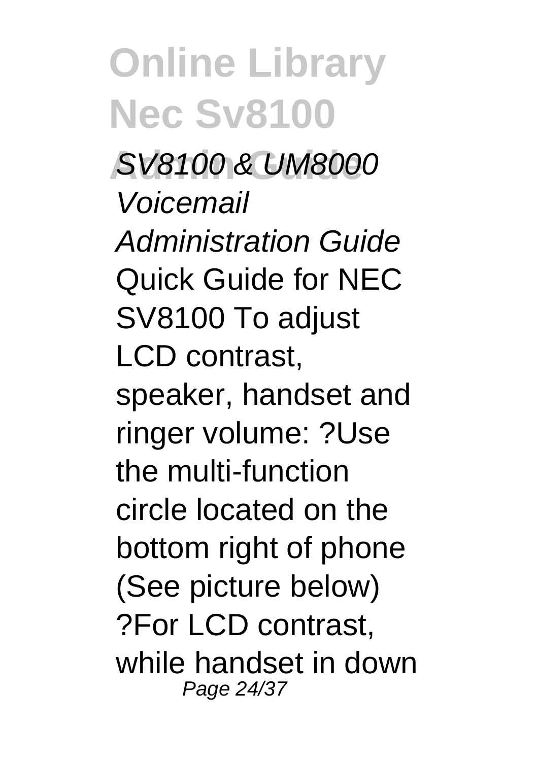*SV8100 & UM8000 Voicemail Administration Guide*

Quick Guide for NEC SV8100 To adjust LCD contrast, speaker, handset and ringer volume: ?Use the multi-function circle located on the bottom right of phone (See picture below) ?For LCD contrast, while handset in down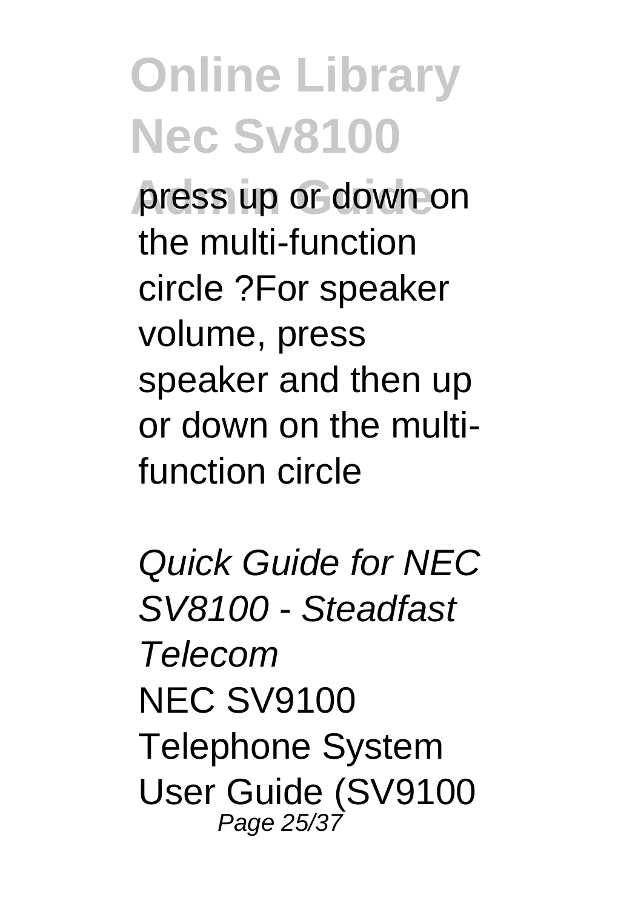press up or down on the multi-function circle ?For speaker volume, press speaker and then up or down on the multi-function circle

*Quick Guide for NEC SV8100 - Steadfast Telecom*

NEC SV9100 Telephone System User Guide (SV9100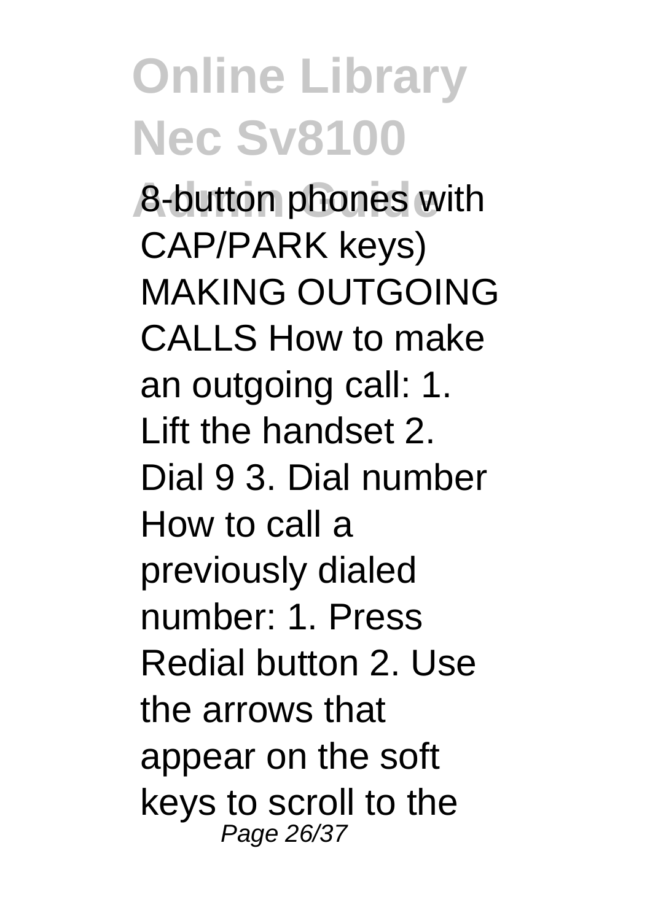8-button phones with CAP/PARK keys) MAKING OUTGOING CALLS How to make an outgoing call: 1. Lift the handset 2. Dial 9 3. Dial number How to call a previously dialed number: 1. Press Redial button 2. Use the arrows that appear on the soft keys to scroll to the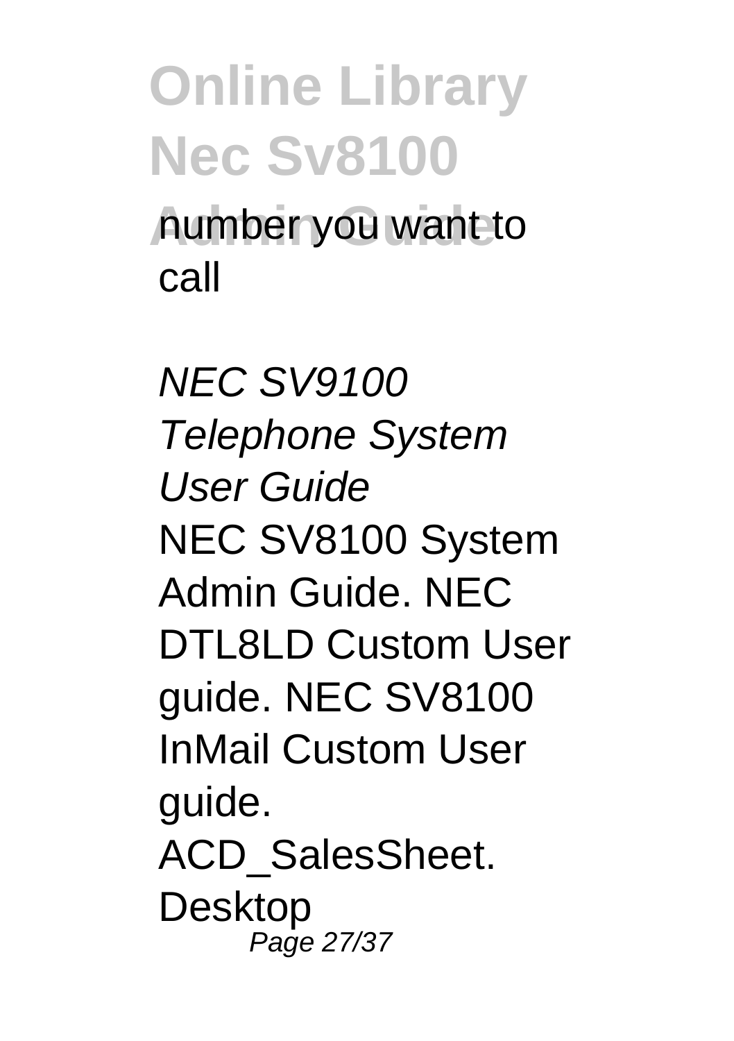number you want to call

*NEC SV9100 Telephone System User Guide*

NEC SV8100 System Admin Guide. NEC DTL8LD Custom User guide. NEC SV8100 InMail Custom User guide. ACD_SalesSheet. Desktop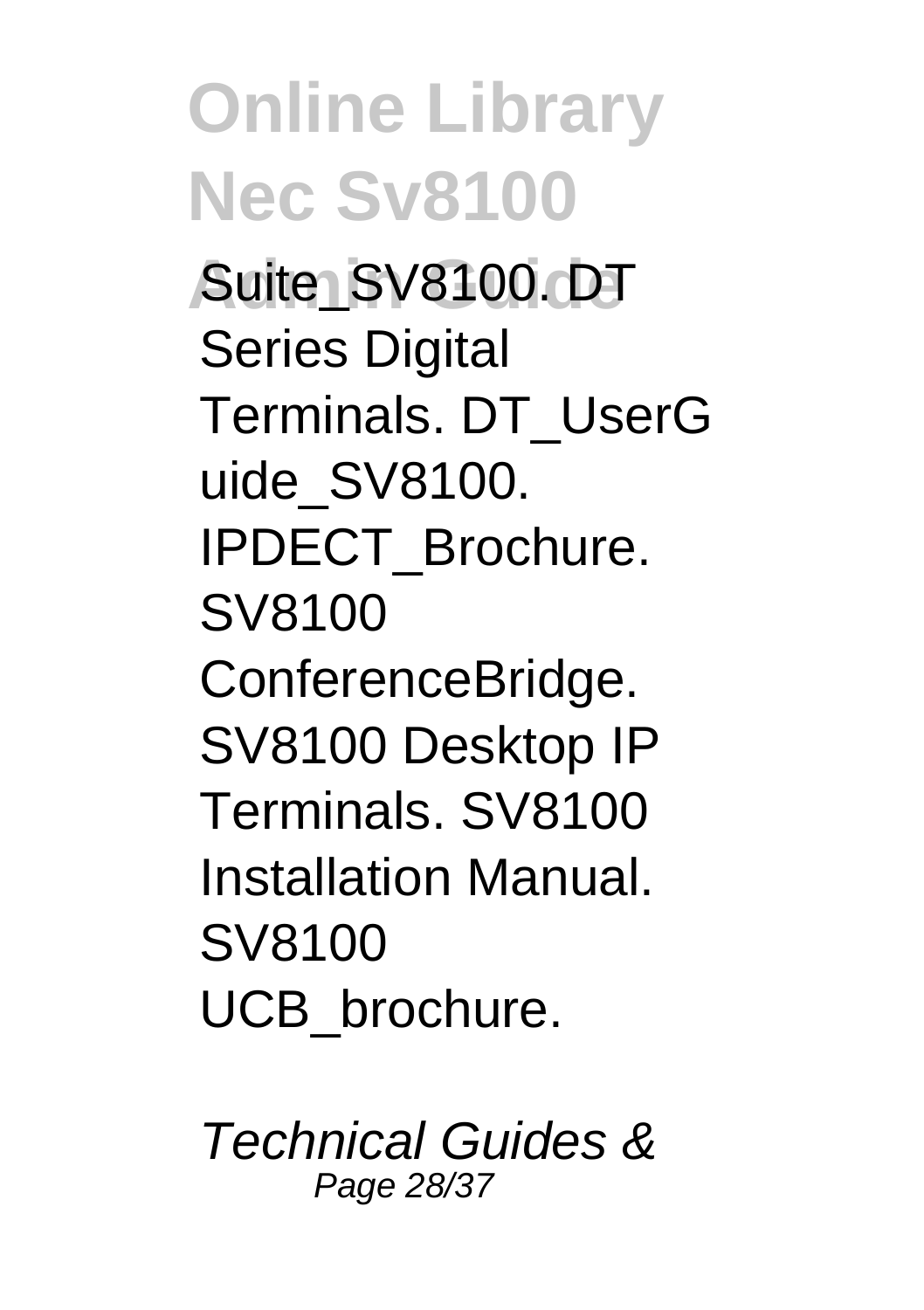Suite_SV8100. DT Series Digital Terminals. DT_UserGuide_SV8100. IPDECT_Brochure. SV8100 ConferenceBridge. SV8100 Desktop IP Terminals. SV8100 Installation Manual. SV8100 UCB_brochure.

*Technical Guides &*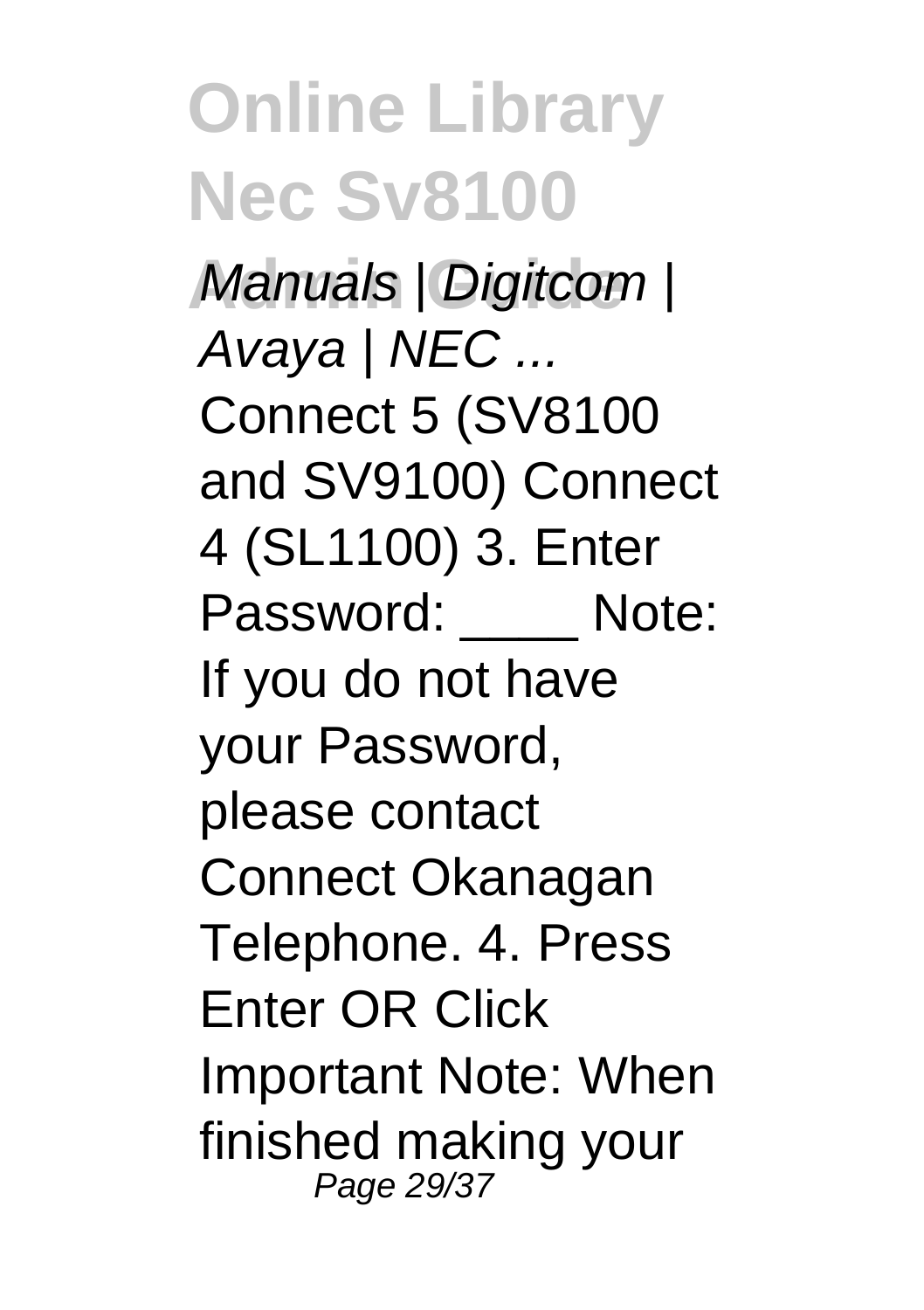*Manuals | Digitcom | Avaya | NEC ...*

Connect 5 (SV8100 and SV9100) Connect 4 (SL1100) 3. Enter Password: ____ Note: If you do not have your Password, please contact Connect Okanagan Telephone. 4. Press Enter OR Click Important Note: When finished making your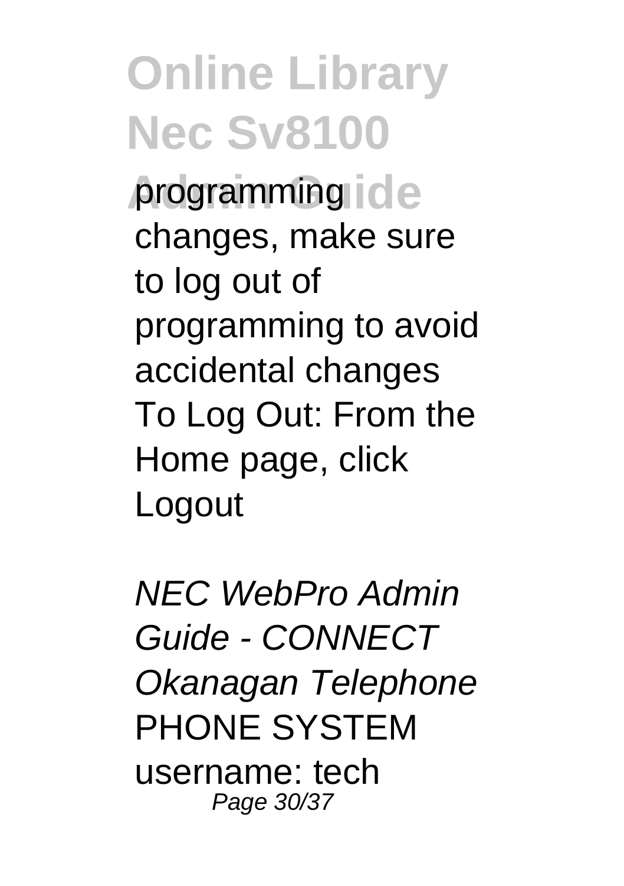programming changes, make sure to log out of programming to avoid accidental changes To Log Out: From the Home page, click Logout

*NEC WebPro Admin Guide - CONNECT Okanagan Telephone*

PHONE SYSTEM username: tech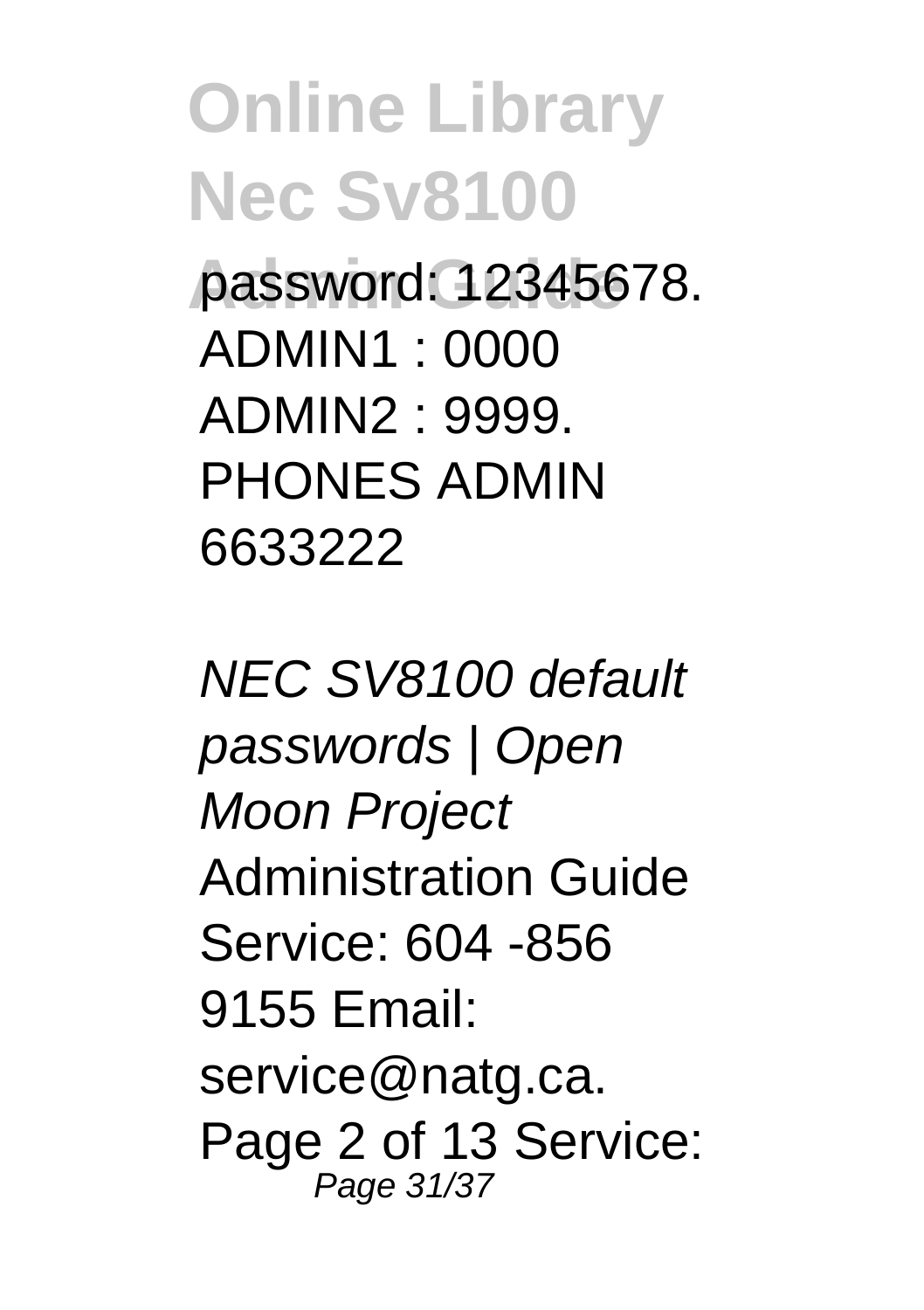password: 12345678.
ADMIN1 : 0000
ADMIN2 : 9999.
PHONES ADMIN
6633222

*NEC SV8100 default passwords | Open Moon Project*
Administration Guide
Service: 604 -856
9155 Email:
service@natg.ca.
Page 2 of 13 Service: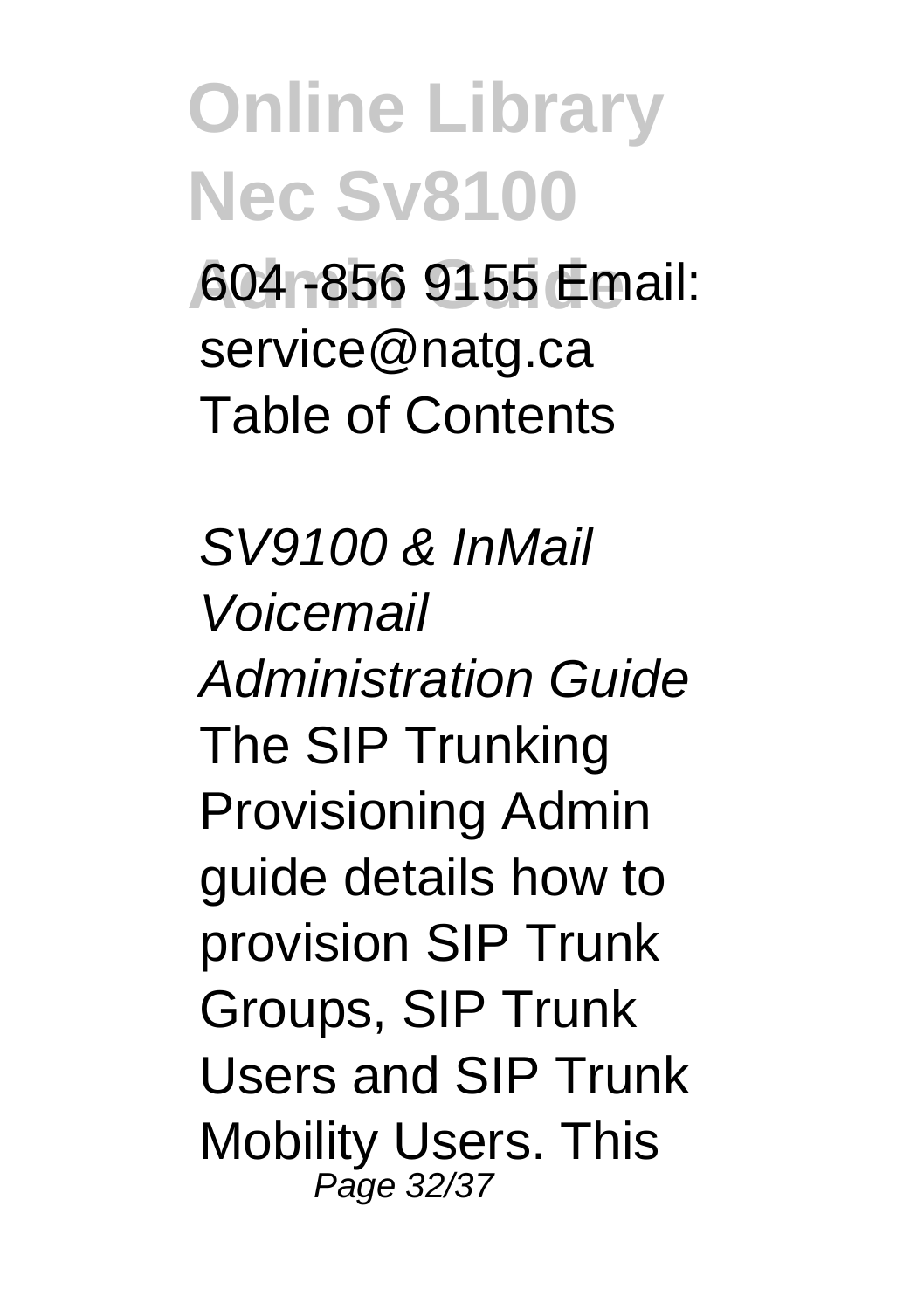604 -856 9155 Email: service@natg.ca Table of Contents

*SV9100 & InMail Voicemail Administration Guide*

The SIP Trunking Provisioning Admin guide details how to provision SIP Trunk Groups, SIP Trunk Users and SIP Trunk Mobility Users. This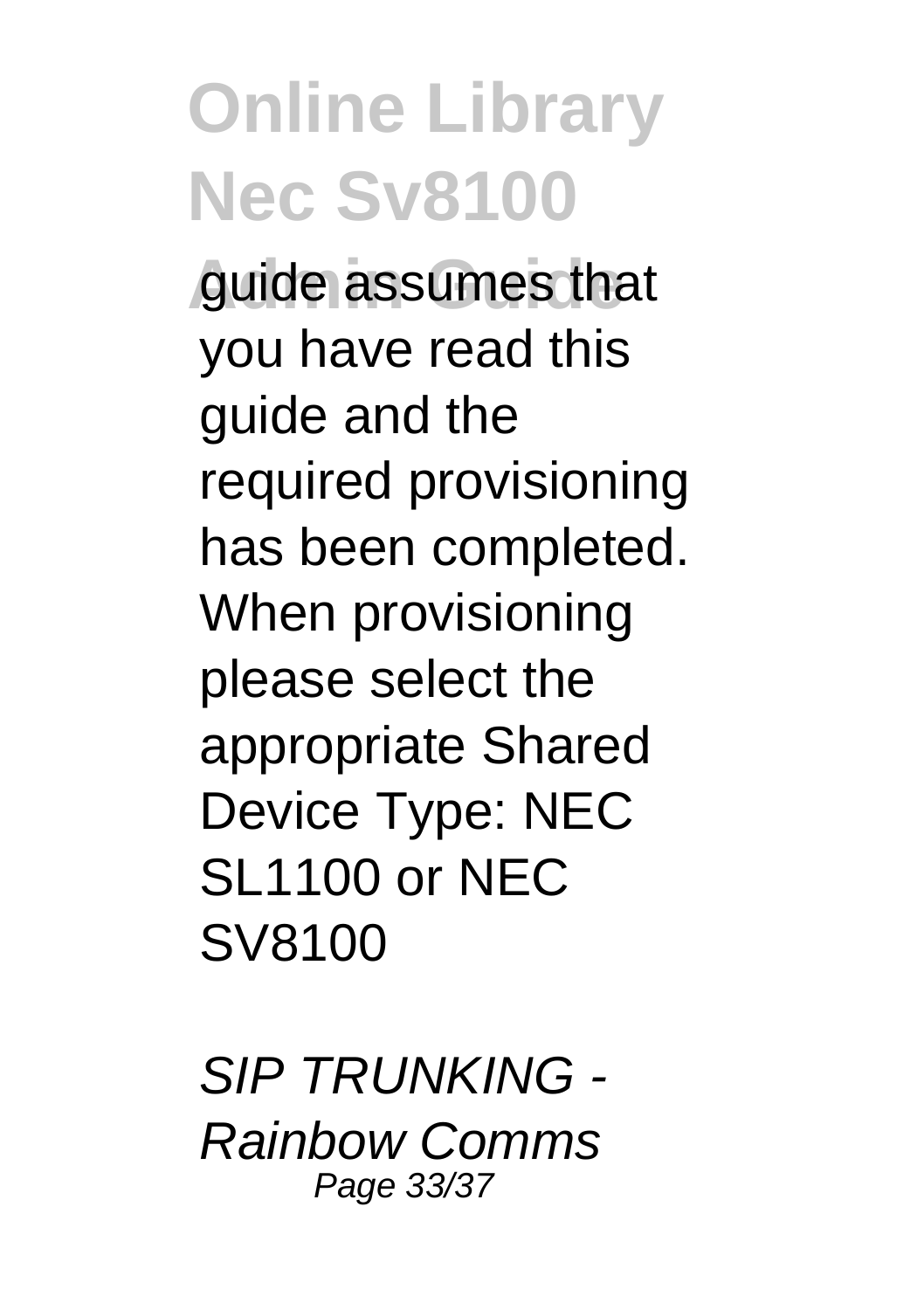guide assumes that you have read this guide and the required provisioning has been completed. When provisioning please select the appropriate Shared Device Type: NEC SL1100 or NEC SV8100

*SIP TRUNKING - Rainbow Comms*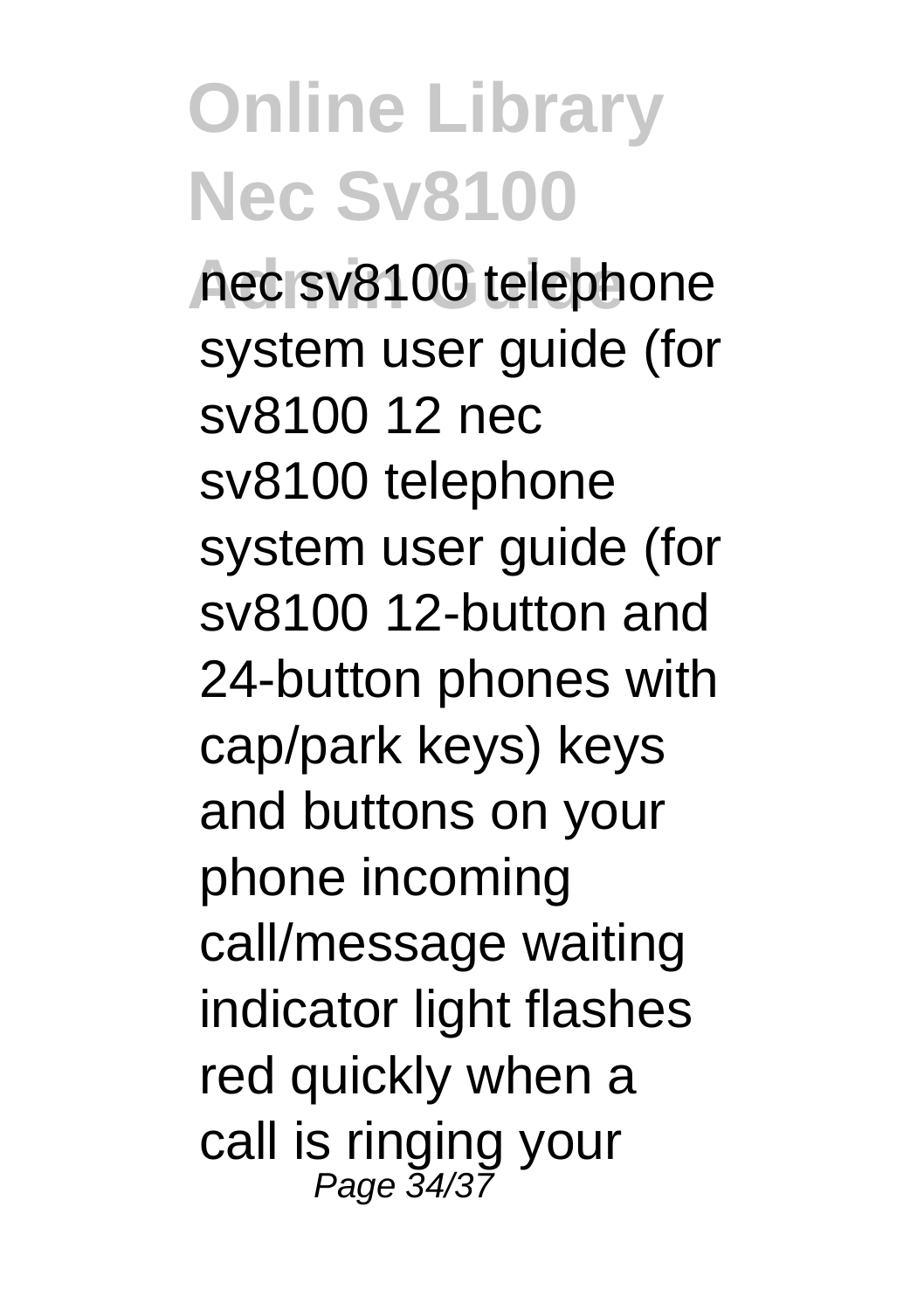nec sv8100 telephone system user guide (for sv8100 12 nec sv8100 telephone system user guide (for sv8100 12-button and 24-button phones with cap/park keys) keys and buttons on your phone incoming call/message waiting indicator light flashes red quickly when a call is ringing your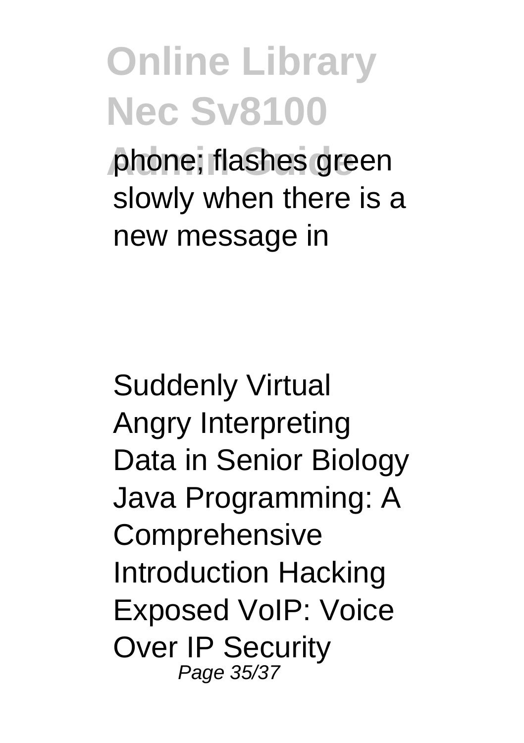phone; flashes green slowly when there is a new message in

Suddenly Virtual Angry Interpreting Data in Senior Biology Java Programming: A Comprehensive Introduction Hacking Exposed VoIP: Voice Over IP Security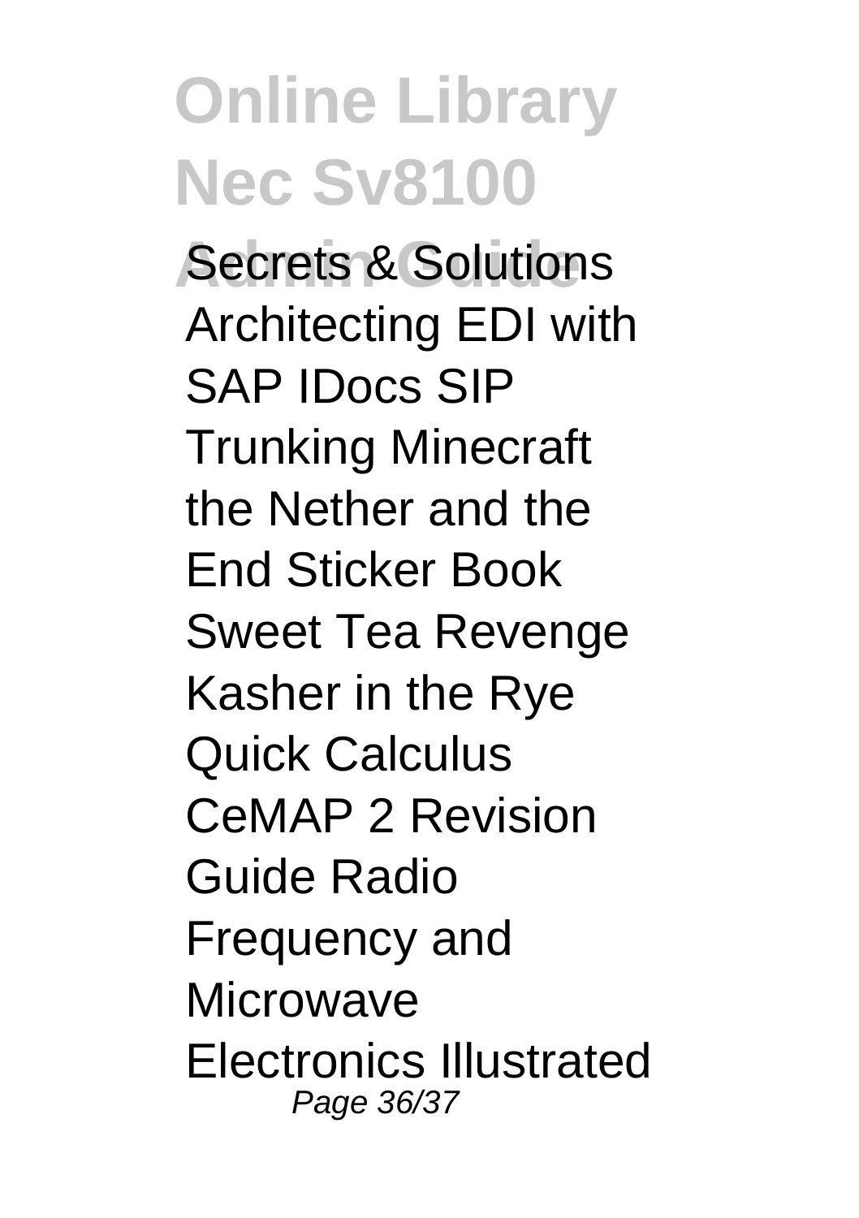Secrets & Solutions Architecting EDI with SAP IDocs SIP Trunking Minecraft the Nether and the End Sticker Book Sweet Tea Revenge Kasher in the Rye Quick Calculus CeMAP 2 Revision Guide Radio Frequency and Microwave Electronics Illustrated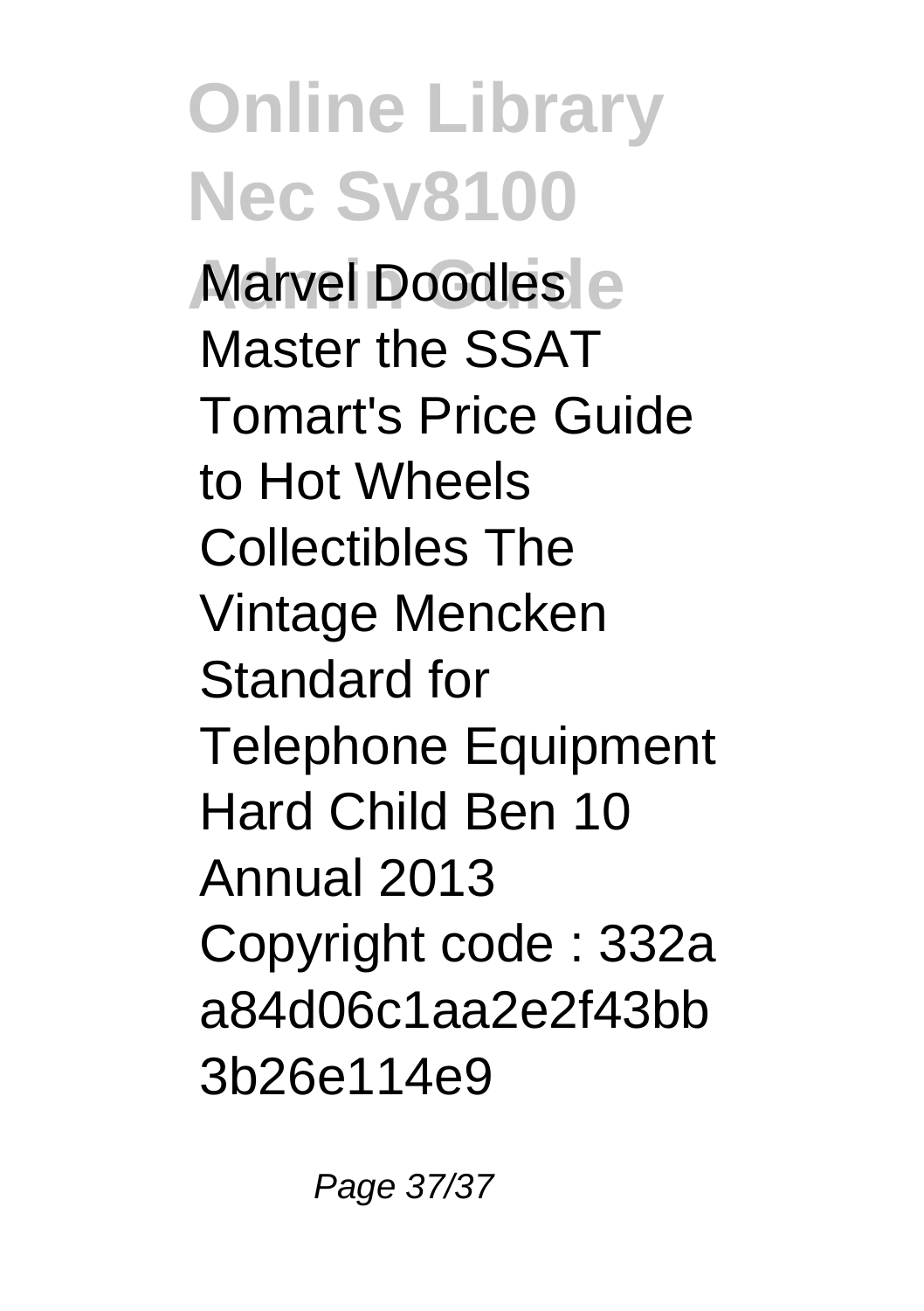Marvel Doodles Master the SSAT Tomart's Price Guide to Hot Wheels Collectibles The Vintage Mencken Standard for Telephone Equipment Hard Child Ben 10 Annual 2013

Copyright code : 332aa84d06c1aa2e2f43bb3b26e114e9